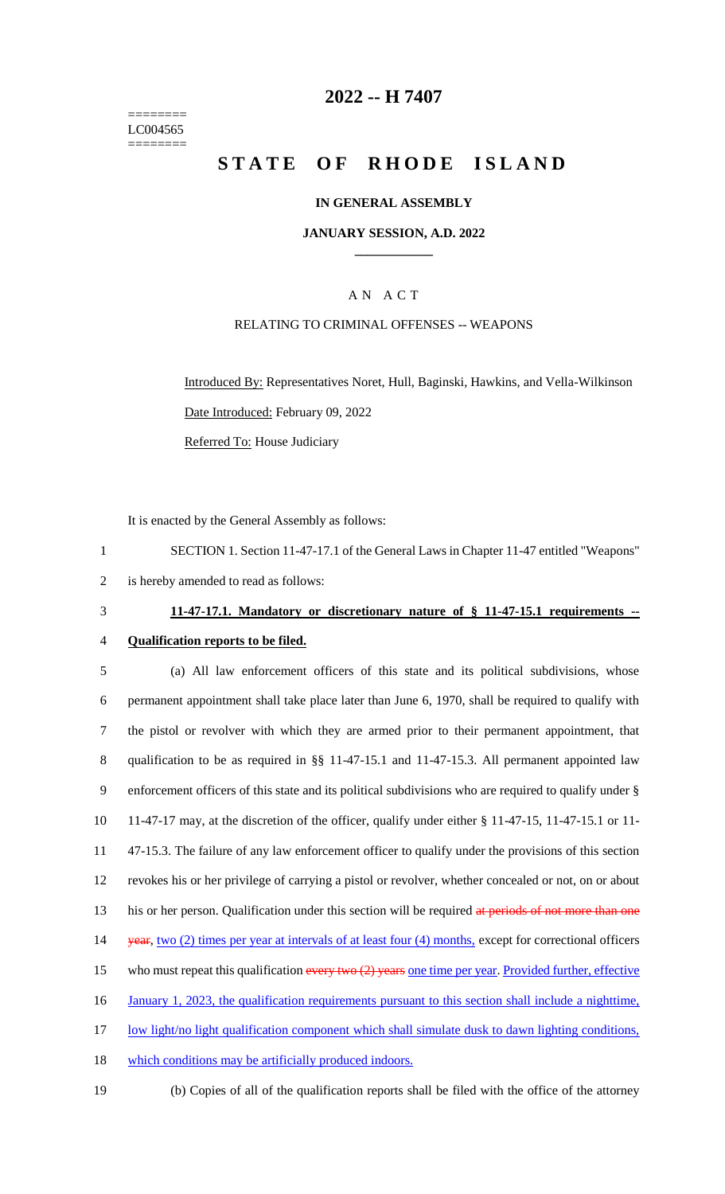========
LC004565
========

# 2022 -- H 7407

# STATE OF RHODE ISLAND

**IN GENERAL ASSEMBLY**

**JANUARY SESSION, A.D. 2022**

---

A N A C T

RELATING TO CRIMINAL OFFENSES -- WEAPONS

Introduced By: Representatives Noret, Hull, Baginski, Hawkins, and Vella-Wilkinson

Date Introduced: February 09, 2022

Referred To: House Judiciary

It is enacted by the General Assembly as follows:

1 SECTION 1. Section 11-47-17.1 of the General Laws in Chapter 11-47 entitled "Weapons"
2 is hereby amended to read as follows:

3 **11-47-17.1. Mandatory or discretionary nature of § 11-47-15.1 requirements --**
4 **Qualification reports to be filed.**

5 (a) All law enforcement officers of this state and its political subdivisions, whose
6 permanent appointment shall take place later than June 6, 1970, shall be required to qualify with
7 the pistol or revolver with which they are armed prior to their permanent appointment, that
8 qualification to be as required in §§ 11-47-15.1 and 11-47-15.3. All permanent appointed law
9 enforcement officers of this state and its political subdivisions who are required to qualify under §
10 11-47-17 may, at the discretion of the officer, qualify under either § 11-47-15, 11-47-15.1 or 11-
11 47-15.3. The failure of any law enforcement officer to qualify under the provisions of this section
12 revokes his or her privilege of carrying a pistol or revolver, whether concealed or not, on or about
13 his or her person. Qualification under this section will be required ~~at periods of not more than one~~
14 ~~year~~, <u>two (2) times per year at intervals of at least four (4) months,</u> except for correctional officers
15 who must repeat this qualification ~~every two (2) years~~ <u>one time per year</u>. <u>Provided further, effective</u>
16 <u>January 1, 2023, the qualification requirements pursuant to this section shall include a nighttime,</u>
17 <u>low light/no light qualification component which shall simulate dusk to dawn lighting conditions,</u>
18 <u>which conditions may be artificially produced indoors.</u>

19 (b) Copies of all of the qualification reports shall be filed with the office of the attorney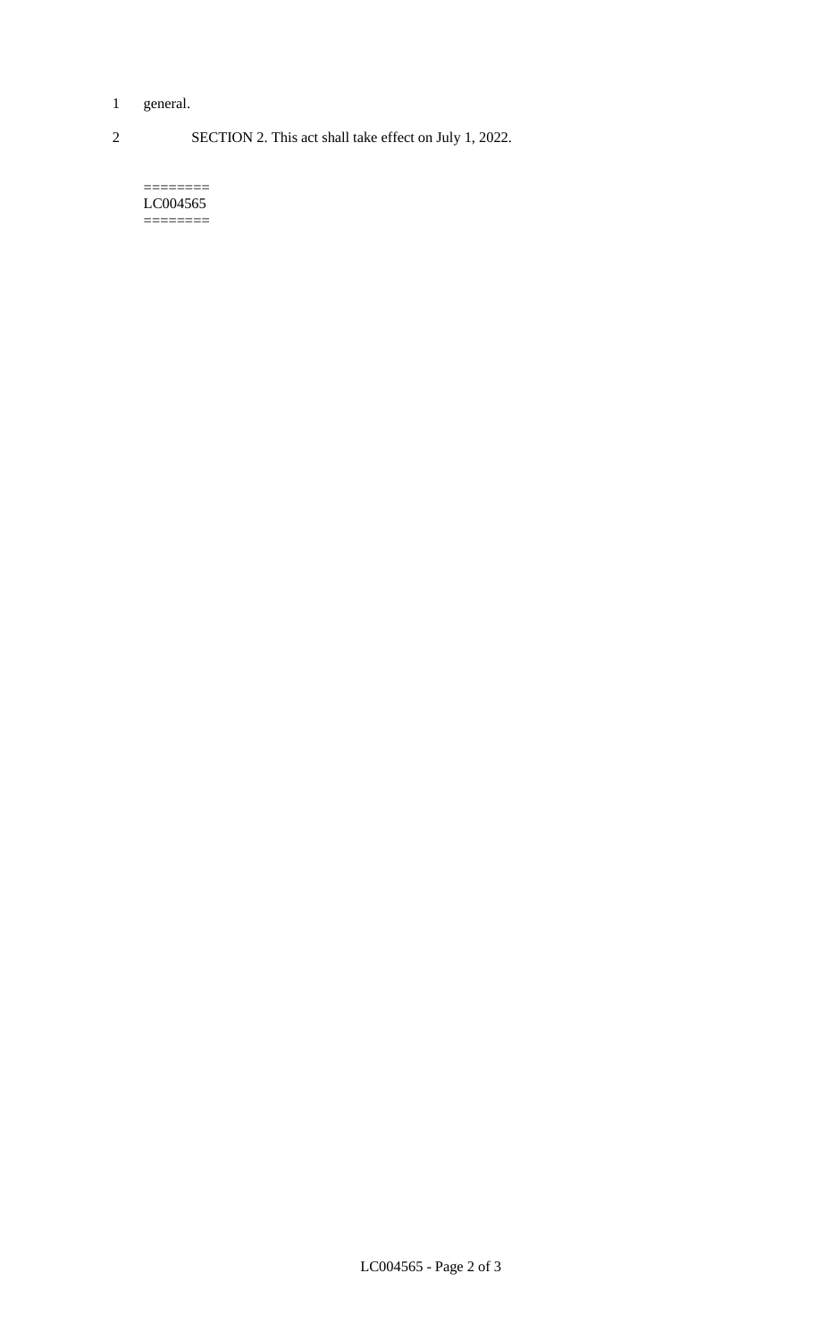general.

SECTION 2. This act shall take effect on July 1, 2022.

========
LC004565
========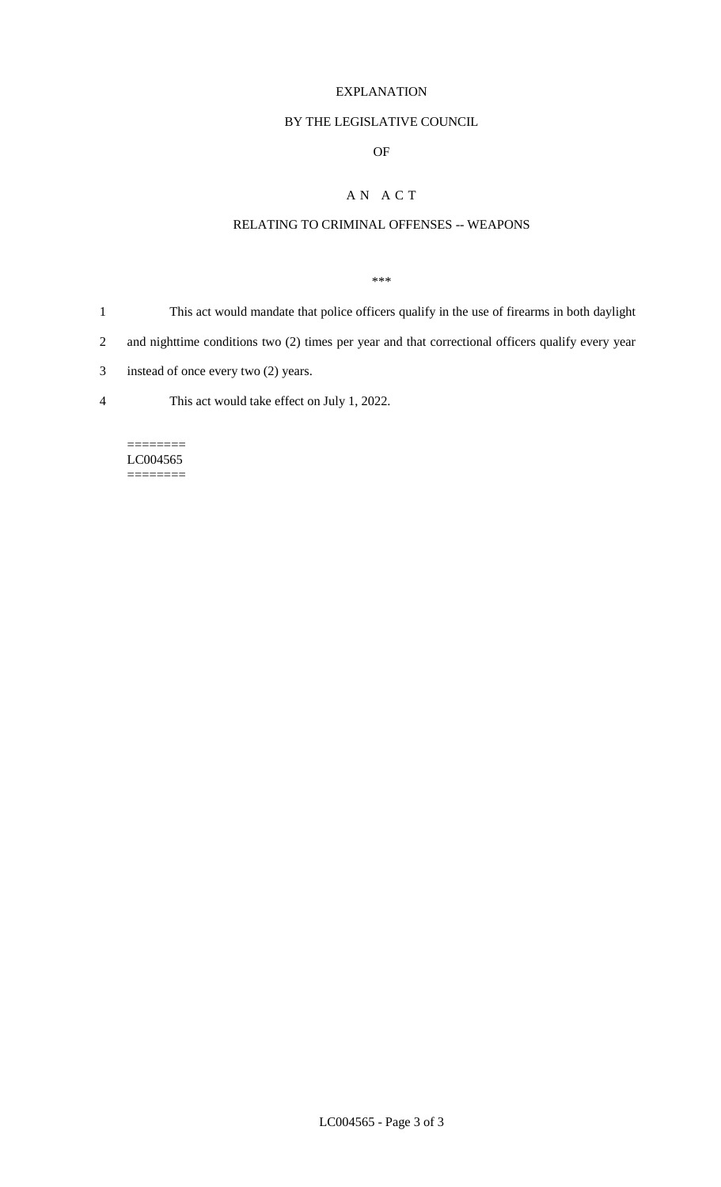EXPLANATION

BY THE LEGISLATIVE COUNCIL

OF

A N A C T

RELATING TO CRIMINAL OFFENSES -- WEAPONS

\*\*\*

1 This act would mandate that police officers qualify in the use of firearms in both daylight
2 and nighttime conditions two (2) times per year and that correctional officers qualify every year
3 instead of once every two (2) years.

4 This act would take effect on July 1, 2022.

========
LC004565
========